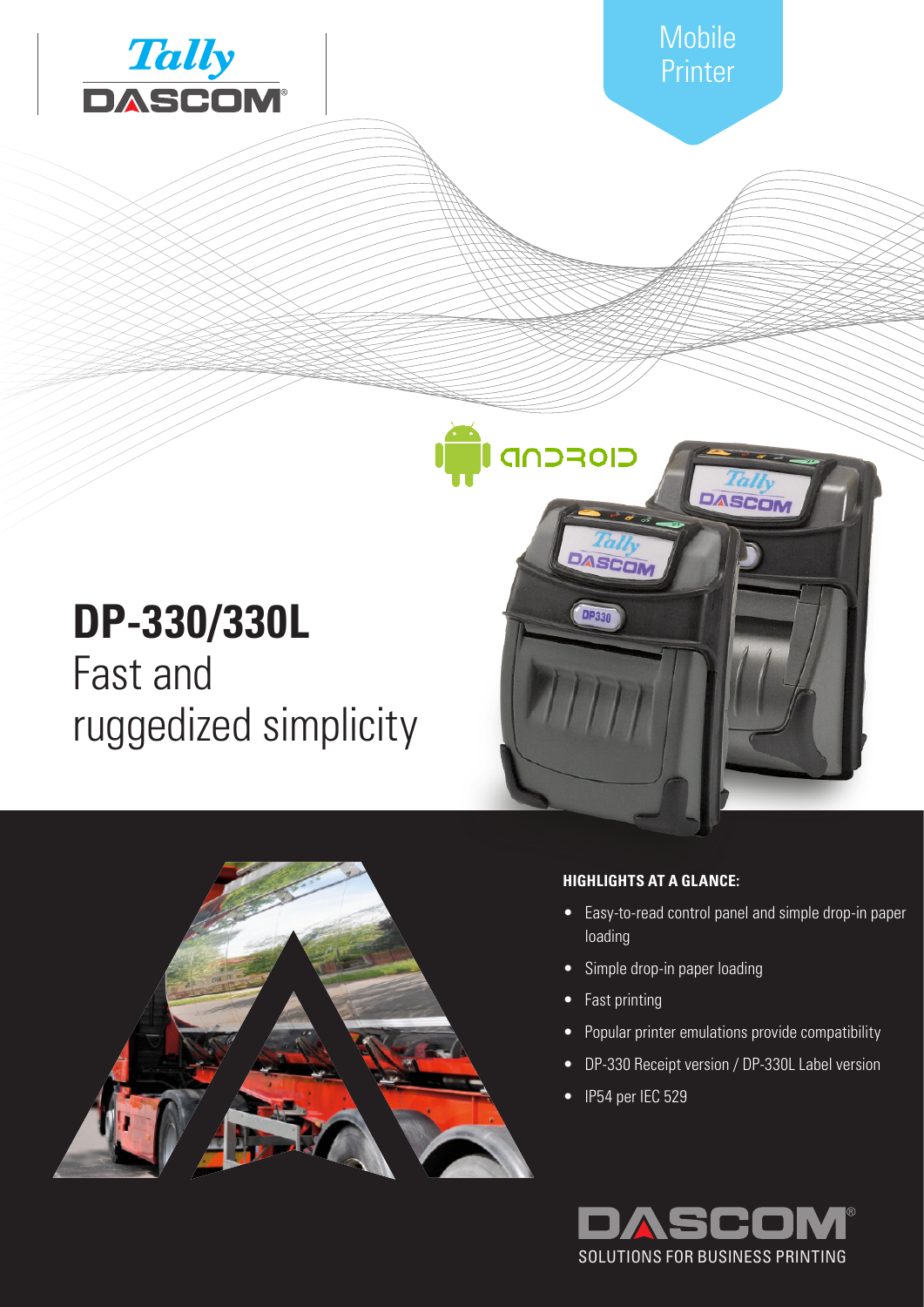Mobile Printer

# DP-330/330L

Fast and ruggedized simplicity

**HIGHLIGHTS AT A GLANCE:**

- Easy-to-read control panel and simple drop-in paper loading
- Simple drop-in paper loading
- Fast printing
- Popular printer emulations provide compatibility
- DP-330 Receipt version / DP-330L Label version
- IP54 per IEC 529

DASCOM®

SOLUTIONS FOR BUSINESS PRINTING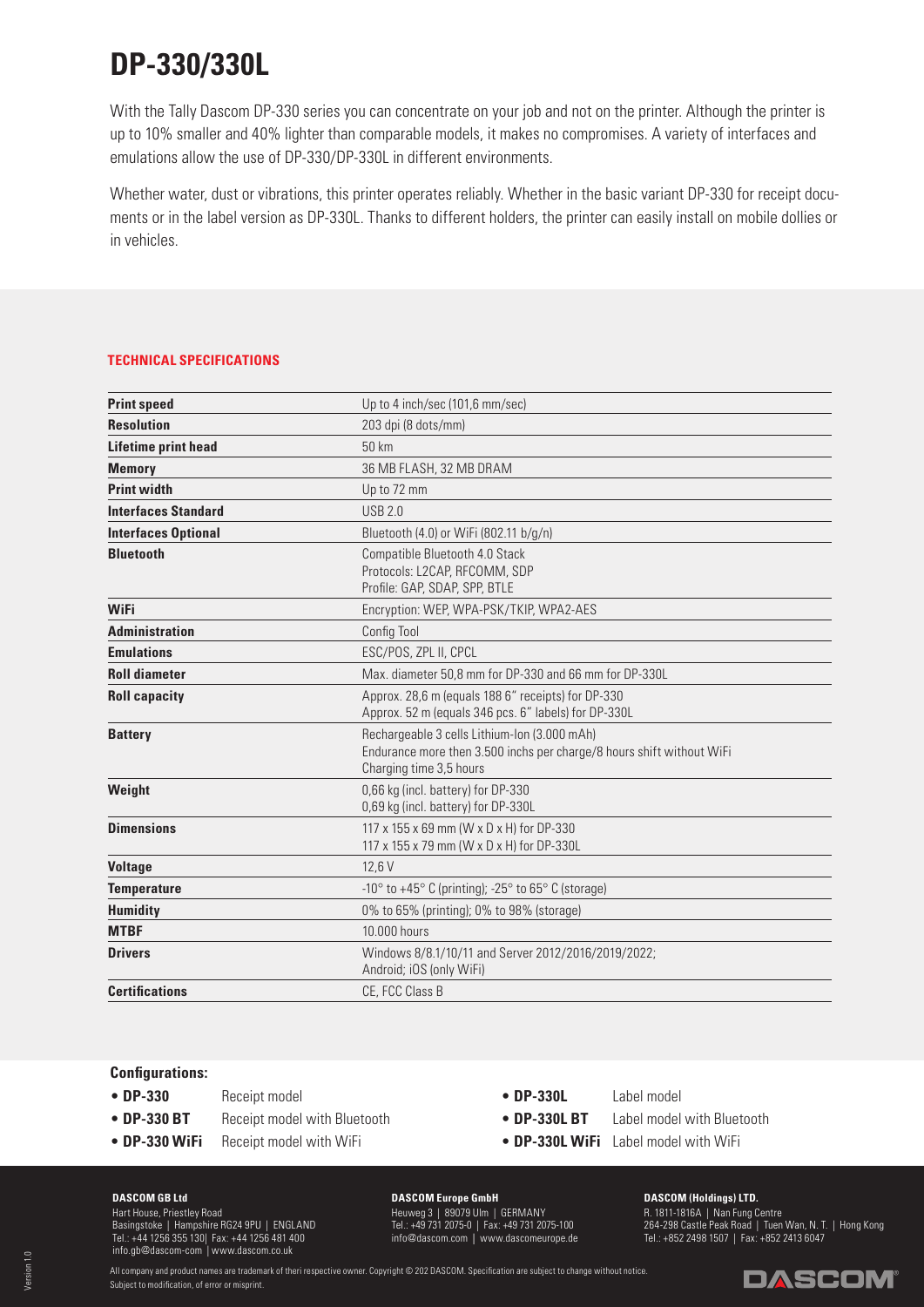# DP-330/330L

With the Tally Dascom DP-330 series you can concentrate on your job and not on the printer. Although the printer is up to 10% smaller and 40% lighter than comparable models, it makes no compromises. A variety of interfaces and emulations allow the use of DP-330/DP-330L in different environments.

Whether water, dust or vibrations, this printer operates reliably. Whether in the basic variant DP-330 for receipt documents or in the label version as DP-330L. Thanks to different holders, the printer can easily install on mobile dollies or in vehicles.

## TECHNICAL SPECIFICATIONS

| | |
|---|---|
| **Print speed** | Up to 4 inch/sec (101,6 mm/sec) |
| **Resolution** | 203 dpi (8 dots/mm) |
| **Lifetime print head** | 50 km |
| **Memory** | 36 MB FLASH, 32 MB DRAM |
| **Print width** | Up to 72 mm |
| **Interfaces Standard** | USB 2.0 |
| **Interfaces Optional** | Bluetooth (4.0) or WiFi (802.11 b/g/n) |
| **Bluetooth** | Compatible Bluetooth 4.0 Stack<br>Protocols: L2CAP, RFCOMM, SDP<br>Profile: GAP, SDAP, SPP, BTLE |
| **WiFi** | Encryption: WEP, WPA-PSK/TKIP, WPA2-AES |
| **Administration** | Config Tool |
| **Emulations** | ESC/POS, ZPL II, CPCL |
| **Roll diameter** | Max. diameter 50,8 mm for DP-330 and 66 mm for DP-330L |
| **Roll capacity** | Approx. 28,6 m (equals 188 6" receipts) for DP-330<br>Approx. 52 m (equals 346 pcs. 6" labels) for DP-330L |
| **Battery** | Rechargeable 3 cells Lithium-Ion (3.000 mAh)<br>Endurance more then 3.500 inchs per charge/8 hours shift without WiFi<br>Charging time 3,5 hours |
| **Weight** | 0,66 kg (incl. battery) for DP-330<br>0,69 kg (incl. battery) for DP-330L |
| **Dimensions** | 117 x 155 x 69 mm (W x D x H) for DP-330<br>117 x 155 x 79 mm (W x D x H) for DP-330L |
| **Voltage** | 12,6 V |
| **Temperature** | -10° to +45° C (printing); -25° to 65° C (storage) |
| **Humidity** | 0% to 65% (printing); 0% to 98% (storage) |
| **MTBF** | 10.000 hours |
| **Drivers** | Windows 8/8.1/10/11 and Server 2012/2016/2019/2022;<br>Android; iOS (only WiFi) |
| **Certifications** | CE, FCC Class B |

**Configurations:**

- **DP-330** Receipt model
- **DP-330 BT** Receipt model with Bluetooth
- **DP-330 WiFi** Receipt model with WiFi
- **DP-330L** Label model
- **DP-330L BT** Label model with Bluetooth
- **DP-330L WiFi** Label model with WiFi

**DASCOM GB Ltd**
Hart House, Priestley Road
Basingstoke | Hampshire RG24 9PU | ENGLAND
Tel.: +44 1256 355 130| Fax: +44 1256 481 400
info.gb@dascom-com | www.dascom.co.uk

**DASCOM Europe GmbH**
Heuweg 3 | 89079 Ulm | GERMANY
Tel.: +49 731 2075-0 | Fax: +49 731 2075-100
info@dascom.com | www.dascomeurope.de

**DASCOM (Holdings) LTD.**
R. 1811-1816A | Nan Fung Centre
264-298 Castle Peak Road | Tuen Wan, N. T. | Hong Kong
Tel.: +852 2498 1507 | Fax: +852 2413 6047

All company and product names are trademark of theri respective owner. Copyright © 202 DASCOM. Specification are subject to change without notice.
Subject to modification, of error or misprint.

Version 1.0